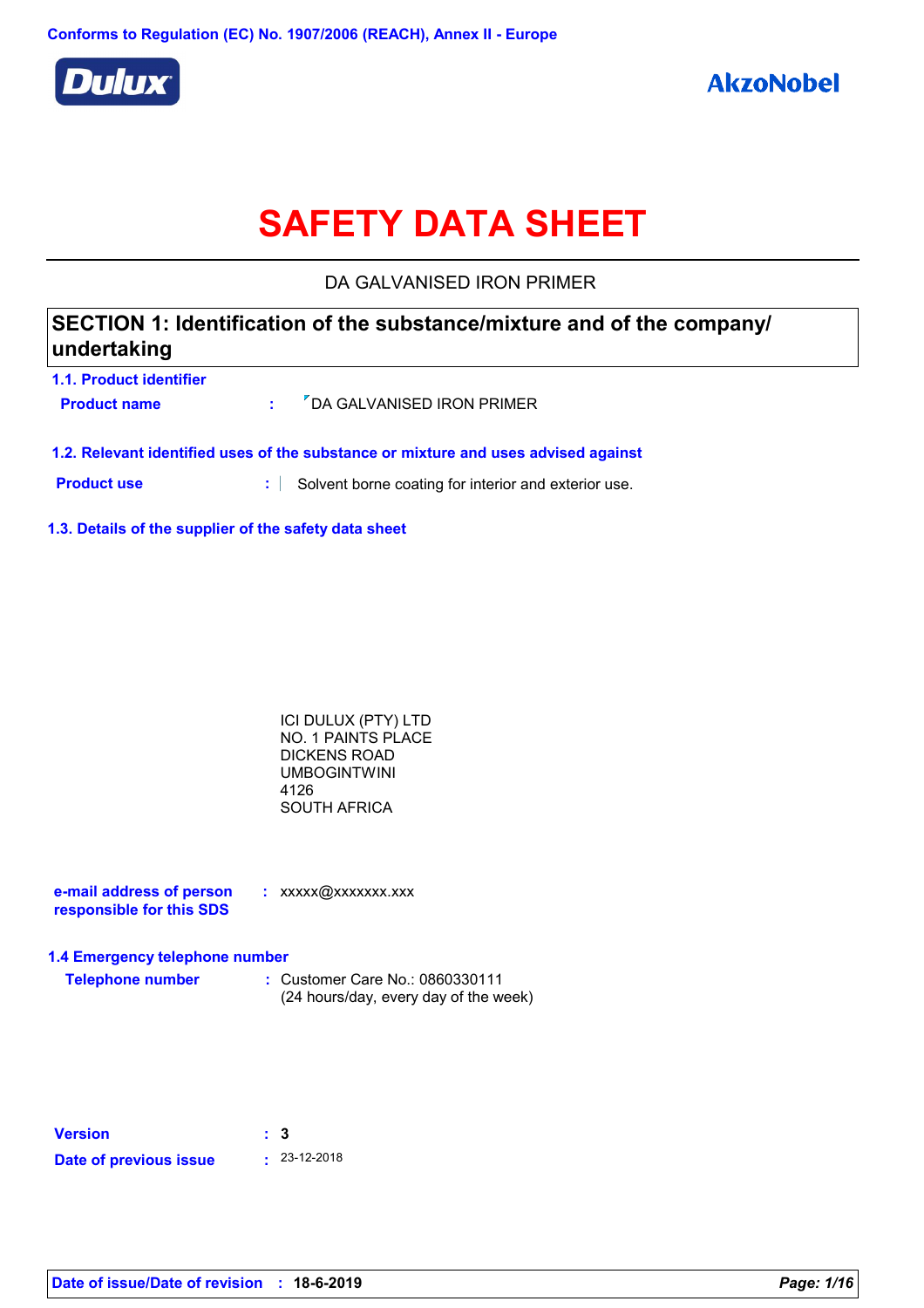Conforms to Regulation (EC) No. 1907/2006 (REACH), Annex II - Europe

Dulux

AkzoNobel

# SAFETY DATA SHEET

DA GALVANISED IRON PRIMER

## SECTION 1: Identification of the substance/mixture and of the company/ undertaking

### 1.1. Product identifier

**Product name** : DA GALVANISED IRON PRIMER

### 1.2. Relevant identified uses of the substance or mixture and uses advised against

**Product use** : Solvent borne coating for interior and exterior use.

### 1.3. Details of the supplier of the safety data sheet

ICI DULUX (PTY) LTD
NO. 1 PAINTS PLACE
DICKENS ROAD
UMBOGINTWINI
4126
SOUTH AFRICA

**e-mail address of person responsible for this SDS** : xxxxx@xxxxxxx.xxx

### 1.4 Emergency telephone number

**Telephone number** : Customer Care No.: 0860330111
(24 hours/day, every day of the week)

**Version** : **3**

**Date of previous issue** : 23-12-2018

**Date of issue/Date of revision** : **18-6-2019**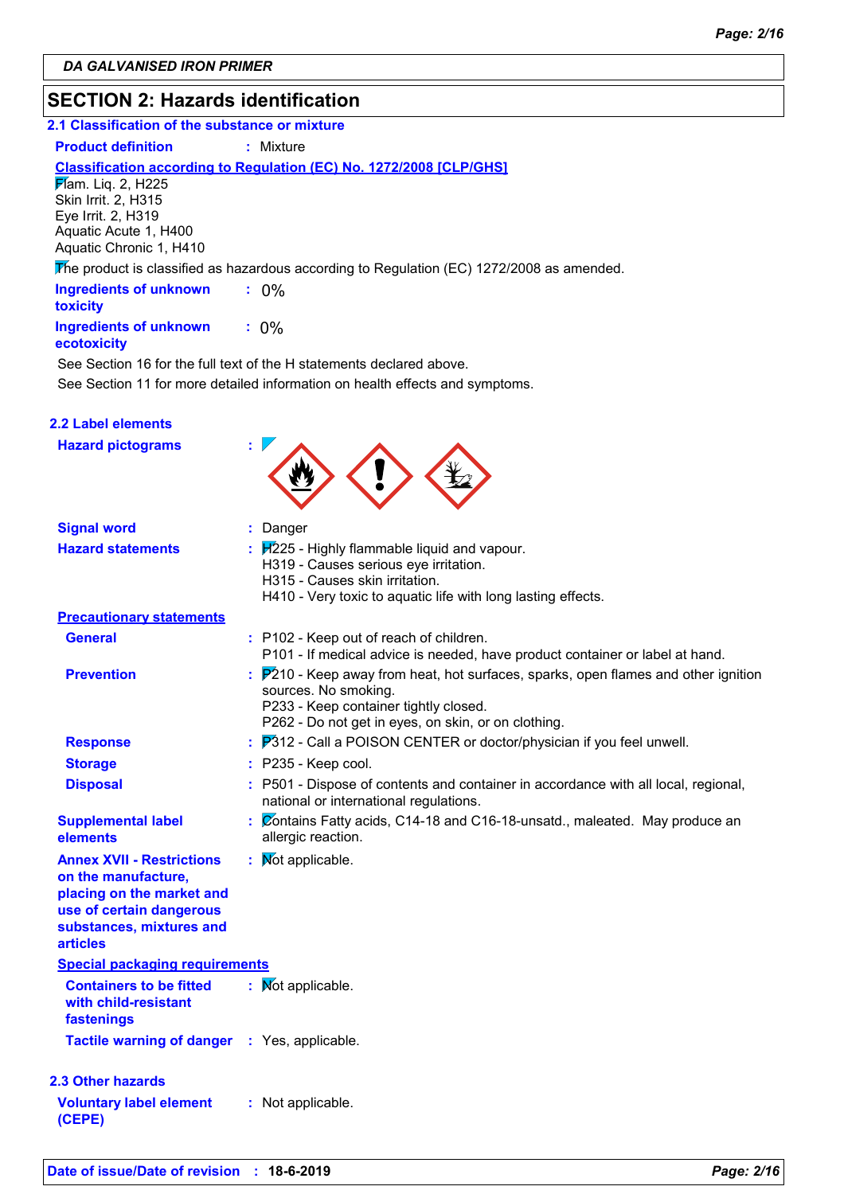**DA GALVANISED IRON PRIMER**

## SECTION 2: Hazards identification

### 2.1 Classification of the substance or mixture

**Product definition** : Mixture

**Classification according to Regulation (EC) No. 1272/2008 [CLP/GHS]**

Flam. Liq. 2, H225
Skin Irrit. 2, H315
Eye Irrit. 2, H319
Aquatic Acute 1, H400
Aquatic Chronic 1, H410

The product is classified as hazardous according to Regulation (EC) 1272/2008 as amended.

**Ingredients of unknown toxicity** : 0%

**Ingredients of unknown ecotoxicity** : 0%

See Section 16 for the full text of the H statements declared above.

See Section 11 for more detailed information on health effects and symptoms.

### 2.2 Label elements

**Hazard pictograms** :

**Signal word** : Danger

**Hazard statements** :
H225 - Highly flammable liquid and vapour.
H319 - Causes serious eye irritation.
H315 - Causes skin irritation.
H410 - Very toxic to aquatic life with long lasting effects.

**Precautionary statements**

**General** :
P102 - Keep out of reach of children.
P101 - If medical advice is needed, have product container or label at hand.

**Prevention** :
P210 - Keep away from heat, hot surfaces, sparks, open flames and other ignition sources. No smoking.
P233 - Keep container tightly closed.
P262 - Do not get in eyes, on skin, or on clothing.

**Response** : P312 - Call a POISON CENTER or doctor/physician if you feel unwell.

**Storage** : P235 - Keep cool.

**Disposal** : P501 - Dispose of contents and container in accordance with all local, regional, national or international regulations.

**Supplemental label elements** : Contains Fatty acids, C14-18 and C16-18-unsatd., maleated. May produce an allergic reaction.

**Annex XVII - Restrictions on the manufacture, placing on the market and use of certain dangerous substances, mixtures and articles** : Not applicable.

**Special packaging requirements**

**Containers to be fitted with child-resistant fastenings** : Not applicable.

**Tactile warning of danger** : Yes, applicable.

### 2.3 Other hazards

**Voluntary label element (CEPE)** : Not applicable.

**Date of issue/Date of revision** : **18-6-2019**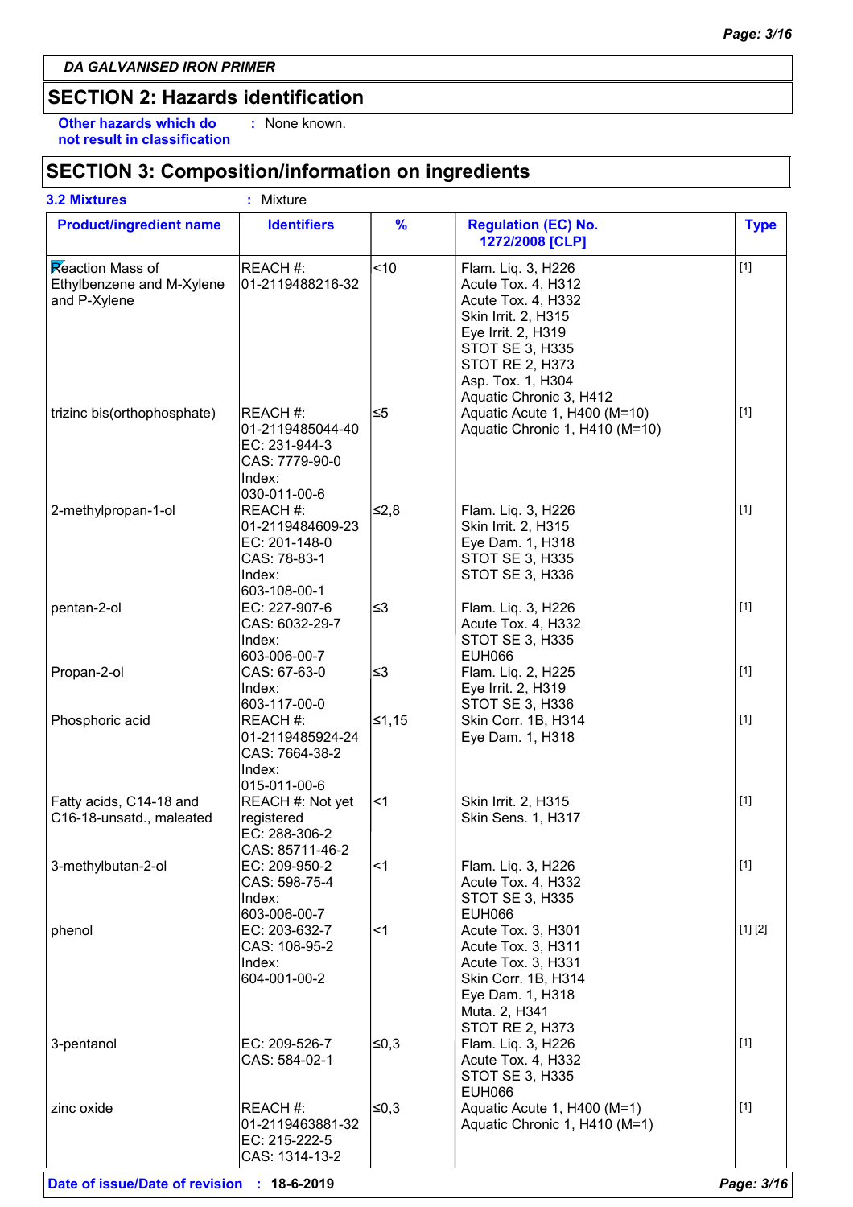**DA GALVANISED IRON PRIMER**

## SECTION 2: Hazards identification

**Other hazards which do not result in classification** : None known.

## SECTION 3: Composition/information on ingredients

**3.2 Mixtures** : Mixture

| Product/ingredient name | Identifiers | % | Regulation (EC) No. 1272/2008 [CLP] | Type |
|---|---|---|---|---|
| Reaction Mass of Ethylbenzene and M-Xylene and P-Xylene | REACH #: 01-2119488216-32 | <10 | Flam. Liq. 3, H226<br>Acute Tox. 4, H312<br>Acute Tox. 4, H332<br>Skin Irrit. 2, H315<br>Eye Irrit. 2, H319<br>STOT SE 3, H335<br>STOT RE 2, H373<br>Asp. Tox. 1, H304<br>Aquatic Chronic 3, H412 | [1] |
| trizinc bis(orthophosphate) | REACH #: 01-2119485044-40<br>EC: 231-944-3<br>CAS: 7779-90-0<br>Index: 030-011-00-6 | ≤5 | Aquatic Acute 1, H400 (M=10)<br>Aquatic Chronic 1, H410 (M=10) | [1] |
| 2-methylpropan-1-ol | REACH #: 01-2119484609-23<br>EC: 201-148-0<br>CAS: 78-83-1<br>Index: 603-108-00-1 | ≤2,8 | Flam. Liq. 3, H226<br>Skin Irrit. 2, H315<br>Eye Dam. 1, H318<br>STOT SE 3, H335<br>STOT SE 3, H336 | [1] |
| pentan-2-ol | EC: 227-907-6<br>CAS: 6032-29-7<br>Index: 603-006-00-7 | ≤3 | Flam. Liq. 3, H226<br>Acute Tox. 4, H332<br>STOT SE 3, H335<br>EUH066 | [1] |
| Propan-2-ol | CAS: 67-63-0<br>Index: 603-117-00-0 | ≤3 | Flam. Liq. 2, H225<br>Eye Irrit. 2, H319<br>STOT SE 3, H336 | [1] |
| Phosphoric acid | REACH #: 01-2119485924-24<br>CAS: 7664-38-2<br>Index: 015-011-00-6 | ≤1,15 | Skin Corr. 1B, H314<br>Eye Dam. 1, H318 | [1] |
| Fatty acids, C14-18 and C16-18-unsatd., maleated | REACH #: Not yet registered<br>EC: 288-306-2<br>CAS: 85711-46-2 | <1 | Skin Irrit. 2, H315<br>Skin Sens. 1, H317 | [1] |
| 3-methylbutan-2-ol | EC: 209-950-2<br>CAS: 598-75-4<br>Index: 603-006-00-7 | <1 | Flam. Liq. 3, H226<br>Acute Tox. 4, H332<br>STOT SE 3, H335<br>EUH066 | [1] |
| phenol | EC: 203-632-7<br>CAS: 108-95-2<br>Index: 604-001-00-2 | <1 | Acute Tox. 3, H301<br>Acute Tox. 3, H311<br>Acute Tox. 3, H331<br>Skin Corr. 1B, H314<br>Eye Dam. 1, H318<br>Muta. 2, H341<br>STOT RE 2, H373 | [1] [2] |
| 3-pentanol | EC: 209-526-7<br>CAS: 584-02-1 | ≤0,3 | Flam. Liq. 3, H226<br>Acute Tox. 4, H332<br>STOT SE 3, H335<br>EUH066 | [1] |
| zinc oxide | REACH #: 01-2119463881-32<br>EC: 215-222-5<br>CAS: 1314-13-2 | ≤0,3 | Aquatic Acute 1, H400 (M=1)<br>Aquatic Chronic 1, H410 (M=1) | [1] |

**Date of issue/Date of revision** : **18-6-2019**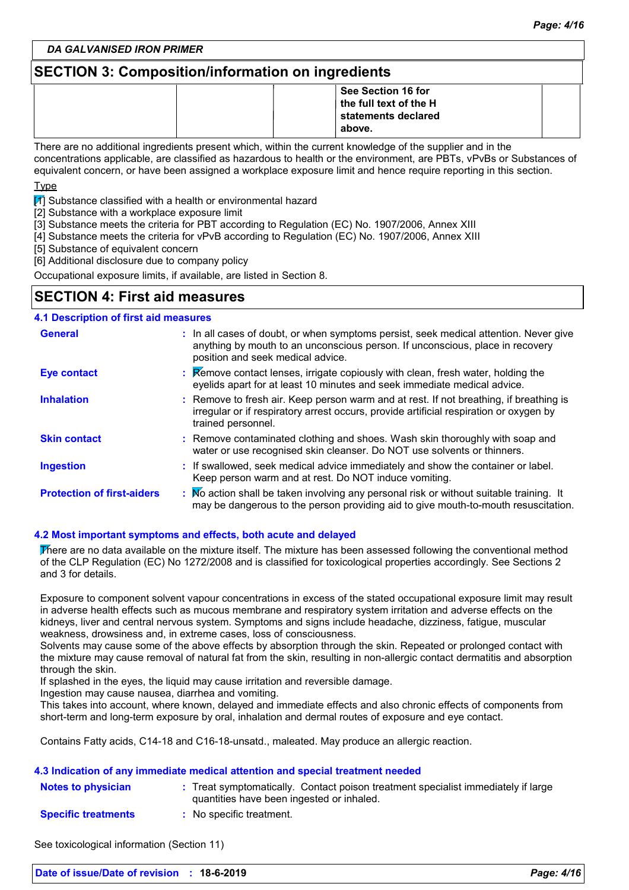## SECTION 3: Composition/information on ingredients

| | | | See Section 16 for the full text of the H statements declared above. | |
|---|---|---|---|---|

There are no additional ingredients present which, within the current knowledge of the supplier and in the concentrations applicable, are classified as hazardous to health or the environment, are PBTs, vPvBs or Substances of equivalent concern, or have been assigned a workplace exposure limit and hence require reporting in this section.

Type

[1] Substance classified with a health or environmental hazard
[2] Substance with a workplace exposure limit
[3] Substance meets the criteria for PBT according to Regulation (EC) No. 1907/2006, Annex XIII
[4] Substance meets the criteria for vPvB according to Regulation (EC) No. 1907/2006, Annex XIII
[5] Substance of equivalent concern
[6] Additional disclosure due to company policy

Occupational exposure limits, if available, are listed in Section 8.

## SECTION 4: First aid measures

### 4.1 Description of first aid measures

**General** : In all cases of doubt, or when symptoms persist, seek medical attention. Never give anything by mouth to an unconscious person. If unconscious, place in recovery position and seek medical advice.

**Eye contact** : Remove contact lenses, irrigate copiously with clean, fresh water, holding the eyelids apart for at least 10 minutes and seek immediate medical advice.

**Inhalation** : Remove to fresh air. Keep person warm and at rest. If not breathing, if breathing is irregular or if respiratory arrest occurs, provide artificial respiration or oxygen by trained personnel.

**Skin contact** : Remove contaminated clothing and shoes. Wash skin thoroughly with soap and water or use recognised skin cleanser. Do NOT use solvents or thinners.

**Ingestion** : If swallowed, seek medical advice immediately and show the container or label. Keep person warm and at rest. Do NOT induce vomiting.

**Protection of first-aiders** : No action shall be taken involving any personal risk or without suitable training. It may be dangerous to the person providing aid to give mouth-to-mouth resuscitation.

### 4.2 Most important symptoms and effects, both acute and delayed

There are no data available on the mixture itself. The mixture has been assessed following the conventional method of the CLP Regulation (EC) No 1272/2008 and is classified for toxicological properties accordingly. See Sections 2 and 3 for details.

Exposure to component solvent vapour concentrations in excess of the stated occupational exposure limit may result in adverse health effects such as mucous membrane and respiratory system irritation and adverse effects on the kidneys, liver and central nervous system. Symptoms and signs include headache, dizziness, fatigue, muscular weakness, drowsiness and, in extreme cases, loss of consciousness.
Solvents may cause some of the above effects by absorption through the skin. Repeated or prolonged contact with the mixture may cause removal of natural fat from the skin, resulting in non-allergic contact dermatitis and absorption through the skin.
If splashed in the eyes, the liquid may cause irritation and reversible damage.
Ingestion may cause nausea, diarrhea and vomiting.
This takes into account, where known, delayed and immediate effects and also chronic effects of components from short-term and long-term exposure by oral, inhalation and dermal routes of exposure and eye contact.

Contains Fatty acids, C14-18 and C16-18-unsatd., maleated. May produce an allergic reaction.

### 4.3 Indication of any immediate medical attention and special treatment needed

**Notes to physician** : Treat symptomatically. Contact poison treatment specialist immediately if large quantities have been ingested or inhaled.

**Specific treatments** : No specific treatment.

See toxicological information (Section 11)

**Date of issue/Date of revision** : **18-6-2019**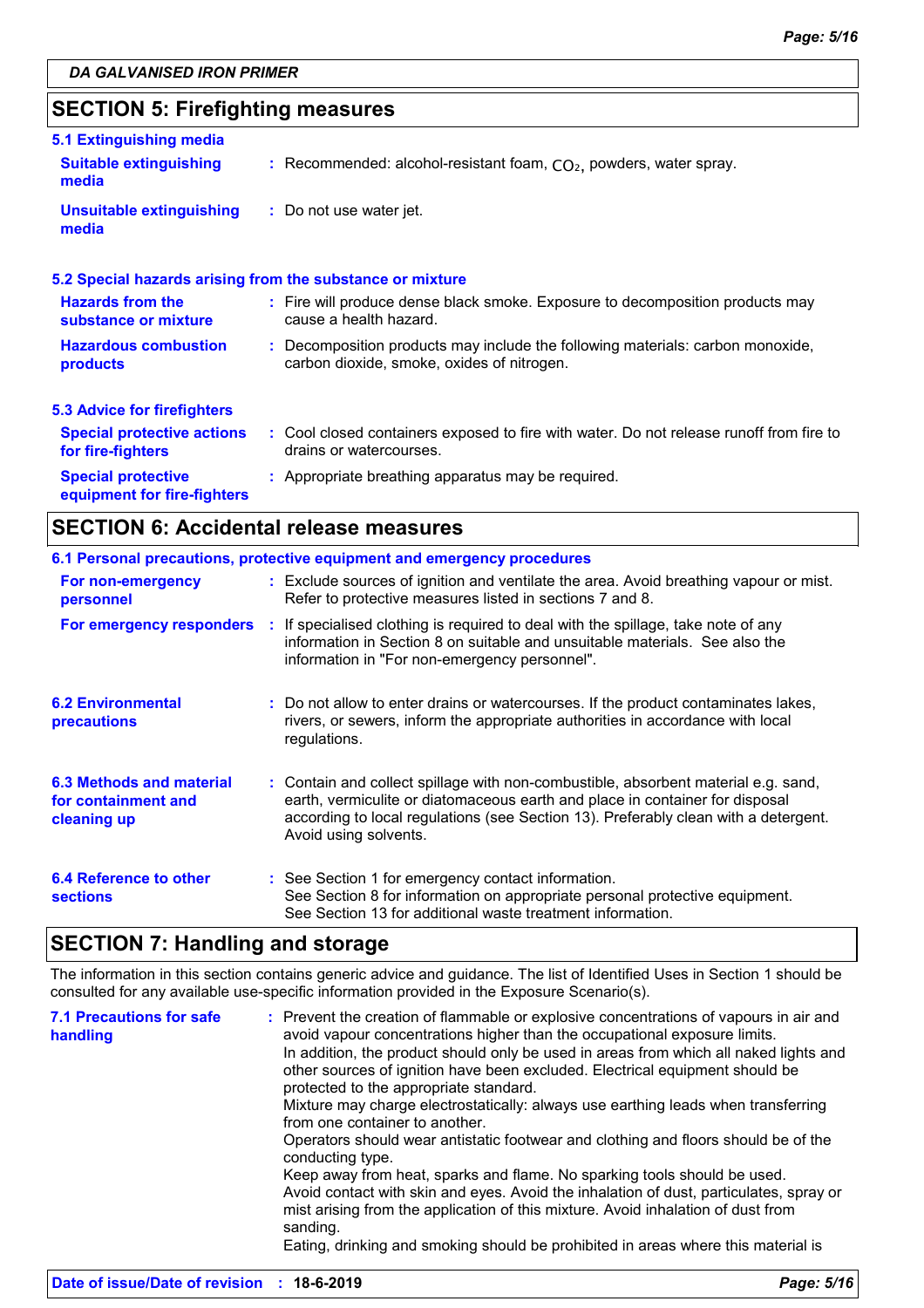**DA GALVANISED IRON PRIMER**

## SECTION 5: Firefighting measures

### 5.1 Extinguishing media

**Suitable extinguishing media** : Recommended: alcohol-resistant foam, $CO_2$, powders, water spray.

**Unsuitable extinguishing media** : Do not use water jet.

### 5.2 Special hazards arising from the substance or mixture

**Hazards from the substance or mixture** : Fire will produce dense black smoke. Exposure to decomposition products may cause a health hazard.

**Hazardous combustion products** : Decomposition products may include the following materials: carbon monoxide, carbon dioxide, smoke, oxides of nitrogen.

### 5.3 Advice for firefighters

**Special protective actions for fire-fighters** : Cool closed containers exposed to fire with water. Do not release runoff from fire to drains or watercourses.

**Special protective equipment for fire-fighters** : Appropriate breathing apparatus may be required.

## SECTION 6: Accidental release measures

### 6.1 Personal precautions, protective equipment and emergency procedures

**For non-emergency personnel** : Exclude sources of ignition and ventilate the area. Avoid breathing vapour or mist. Refer to protective measures listed in sections 7 and 8.

**For emergency responders** : If specialised clothing is required to deal with the spillage, take note of any information in Section 8 on suitable and unsuitable materials. See also the information in "For non-emergency personnel".

**6.2 Environmental precautions** : Do not allow to enter drains or watercourses. If the product contaminates lakes, rivers, or sewers, inform the appropriate authorities in accordance with local regulations.

**6.3 Methods and material for containment and cleaning up** : Contain and collect spillage with non-combustible, absorbent material e.g. sand, earth, vermiculite or diatomaceous earth and place in container for disposal according to local regulations (see Section 13). Preferably clean with a detergent. Avoid using solvents.

**6.4 Reference to other sections** : See Section 1 for emergency contact information.
See Section 8 for information on appropriate personal protective equipment.
See Section 13 for additional waste treatment information.

## SECTION 7: Handling and storage

The information in this section contains generic advice and guidance. The list of Identified Uses in Section 1 should be consulted for any available use-specific information provided in the Exposure Scenario(s).

**7.1 Precautions for safe handling** : Prevent the creation of flammable or explosive concentrations of vapours in air and avoid vapour concentrations higher than the occupational exposure limits.
In addition, the product should only be used in areas from which all naked lights and other sources of ignition have been excluded. Electrical equipment should be protected to the appropriate standard.
Mixture may charge electrostatically: always use earthing leads when transferring from one container to another.
Operators should wear antistatic footwear and clothing and floors should be of the conducting type.
Keep away from heat, sparks and flame. No sparking tools should be used.
Avoid contact with skin and eyes. Avoid the inhalation of dust, particulates, spray or mist arising from the application of this mixture. Avoid inhalation of dust from sanding.
Eating, drinking and smoking should be prohibited in areas where this material is

**Date of issue/Date of revision** : **18-6-2019**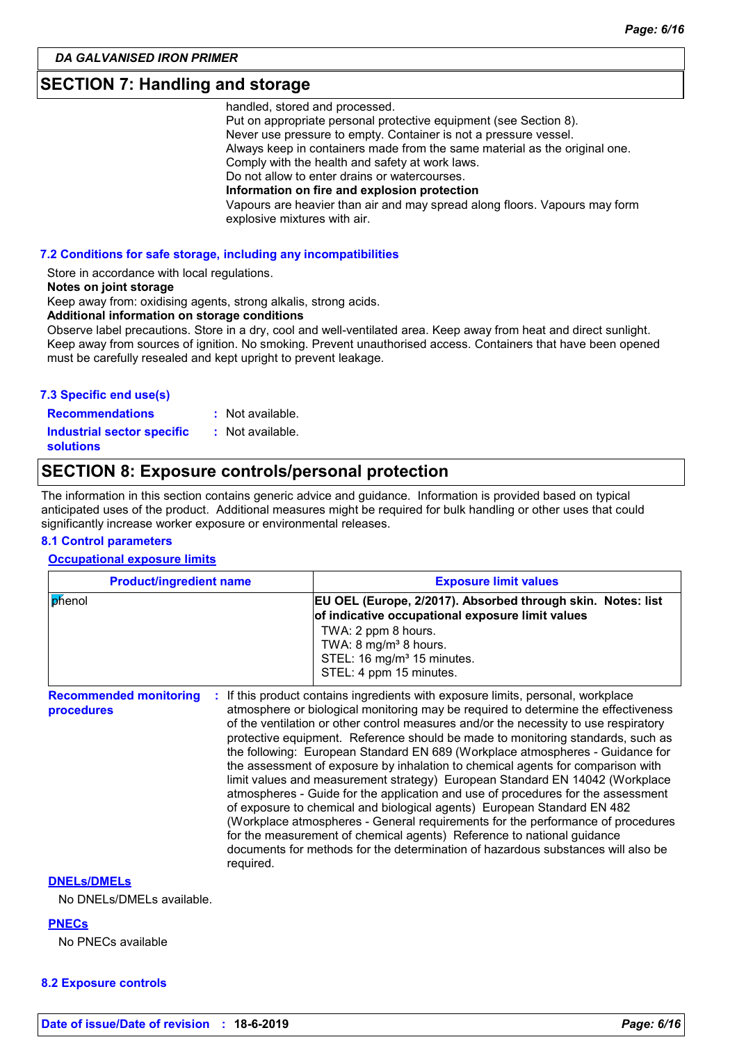## SECTION 7: Handling and storage

handled, stored and processed.
Put on appropriate personal protective equipment (see Section 8).
Never use pressure to empty. Container is not a pressure vessel.
Always keep in containers made from the same material as the original one.
Comply with the health and safety at work laws.
Do not allow to enter drains or watercourses.

**Information on fire and explosion protection**

Vapours are heavier than air and may spread along floors. Vapours may form explosive mixtures with air.

### 7.2 Conditions for safe storage, including any incompatibilities

Store in accordance with local regulations.

**Notes on joint storage**

Keep away from: oxidising agents, strong alkalis, strong acids.

**Additional information on storage conditions**

Observe label precautions. Store in a dry, cool and well-ventilated area. Keep away from heat and direct sunlight. Keep away from sources of ignition. No smoking. Prevent unauthorised access. Containers that have been opened must be carefully resealed and kept upright to prevent leakage.

### 7.3 Specific end use(s)

**Recommendations** : Not available.

**Industrial sector specific solutions** : Not available.

## SECTION 8: Exposure controls/personal protection

The information in this section contains generic advice and guidance. Information is provided based on typical anticipated uses of the product. Additional measures might be required for bulk handling or other uses that could significantly increase worker exposure or environmental releases.

### 8.1 Control parameters

**Occupational exposure limits**

| Product/ingredient name | Exposure limit values |
|---|---|
| phenol | **EU OEL (Europe, 2/2017). Absorbed through skin. Notes: list of indicative occupational exposure limit values**<br>TWA: 2 ppm 8 hours.<br>TWA: 8 mg/m³ 8 hours.<br>STEL: 16 mg/m³ 15 minutes.<br>STEL: 4 ppm 15 minutes. |

**Recommended monitoring procedures** : If this product contains ingredients with exposure limits, personal, workplace atmosphere or biological monitoring may be required to determine the effectiveness of the ventilation or other control measures and/or the necessity to use respiratory protective equipment. Reference should be made to monitoring standards, such as the following: European Standard EN 689 (Workplace atmospheres - Guidance for the assessment of exposure by inhalation to chemical agents for comparison with limit values and measurement strategy) European Standard EN 14042 (Workplace atmospheres - Guide for the application and use of procedures for the assessment of exposure to chemical and biological agents) European Standard EN 482 (Workplace atmospheres - General requirements for the performance of procedures for the measurement of chemical agents) Reference to national guidance documents for methods for the determination of hazardous substances will also be required.

**DNELs/DMELs**

No DNELs/DMELs available.

**PNECs**

No PNECs available

### 8.2 Exposure controls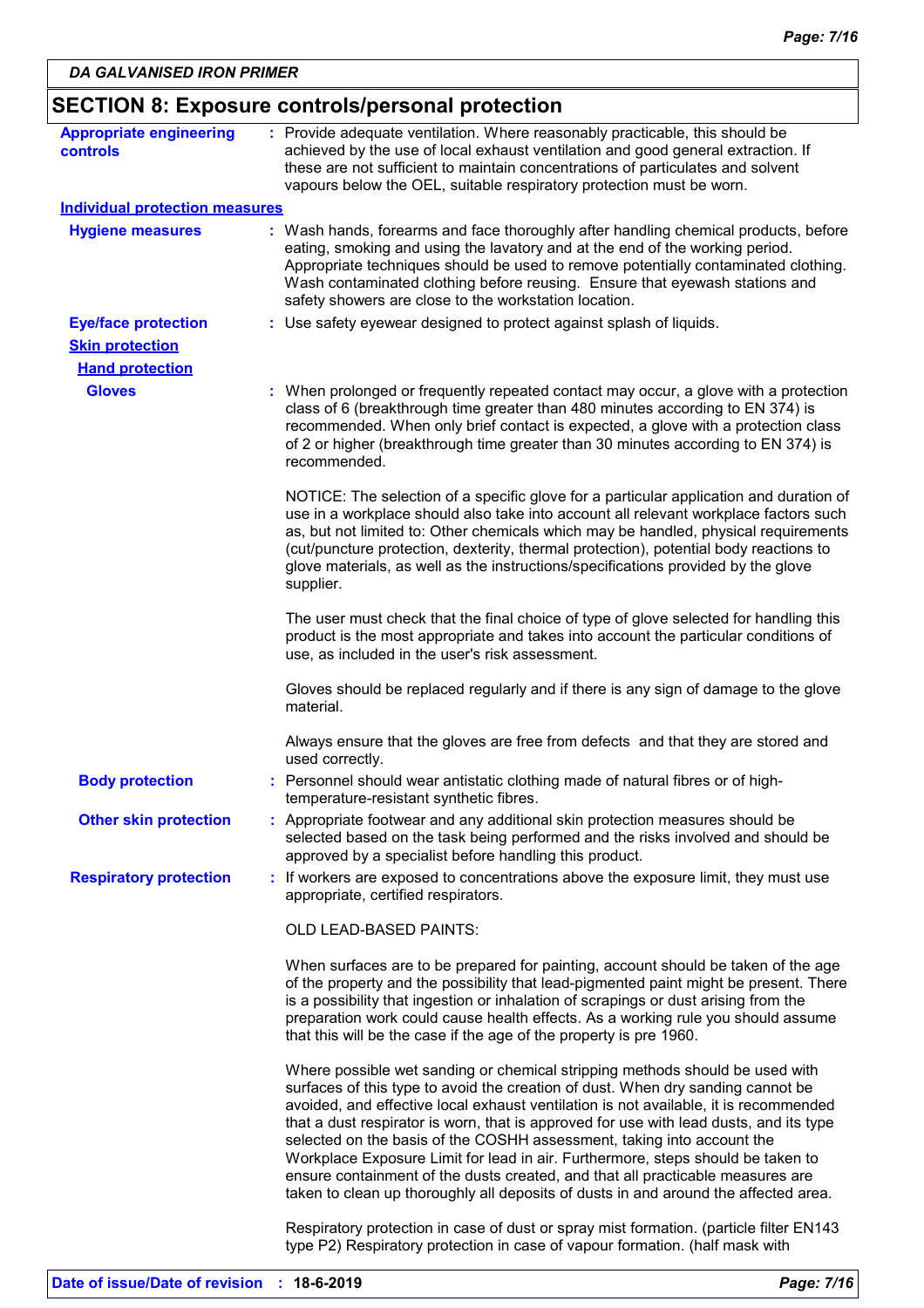*DA GALVANISED IRON PRIMER*

## SECTION 8: Exposure controls/personal protection

**Appropriate engineering controls** : Provide adequate ventilation. Where reasonably practicable, this should be achieved by the use of local exhaust ventilation and good general extraction. If these are not sufficient to maintain concentrations of particulates and solvent vapours below the OEL, suitable respiratory protection must be worn.

**Individual protection measures**

**Hygiene measures** : Wash hands, forearms and face thoroughly after handling chemical products, before eating, smoking and using the lavatory and at the end of the working period. Appropriate techniques should be used to remove potentially contaminated clothing. Wash contaminated clothing before reusing. Ensure that eyewash stations and safety showers are close to the workstation location.

**Eye/face protection** : Use safety eyewear designed to protect against splash of liquids.

**Skin protection**

**Hand protection**

**Gloves** : When prolonged or frequently repeated contact may occur, a glove with a protection class of 6 (breakthrough time greater than 480 minutes according to EN 374) is recommended. When only brief contact is expected, a glove with a protection class of 2 or higher (breakthrough time greater than 30 minutes according to EN 374) is recommended.

NOTICE: The selection of a specific glove for a particular application and duration of use in a workplace should also take into account all relevant workplace factors such as, but not limited to: Other chemicals which may be handled, physical requirements (cut/puncture protection, dexterity, thermal protection), potential body reactions to glove materials, as well as the instructions/specifications provided by the glove supplier.

The user must check that the final choice of type of glove selected for handling this product is the most appropriate and takes into account the particular conditions of use, as included in the user's risk assessment.

Gloves should be replaced regularly and if there is any sign of damage to the glove material.

Always ensure that the gloves are free from defects and that they are stored and used correctly.

**Body protection** : Personnel should wear antistatic clothing made of natural fibres or of high-temperature-resistant synthetic fibres.

**Other skin protection** : Appropriate footwear and any additional skin protection measures should be selected based on the task being performed and the risks involved and should be approved by a specialist before handling this product.

**Respiratory protection** : If workers are exposed to concentrations above the exposure limit, they must use appropriate, certified respirators.

OLD LEAD-BASED PAINTS:

When surfaces are to be prepared for painting, account should be taken of the age of the property and the possibility that lead-pigmented paint might be present. There is a possibility that ingestion or inhalation of scrapings or dust arising from the preparation work could cause health effects. As a working rule you should assume that this will be the case if the age of the property is pre 1960.

Where possible wet sanding or chemical stripping methods should be used with surfaces of this type to avoid the creation of dust. When dry sanding cannot be avoided, and effective local exhaust ventilation is not available, it is recommended that a dust respirator is worn, that is approved for use with lead dusts, and its type selected on the basis of the COSHH assessment, taking into account the Workplace Exposure Limit for lead in air. Furthermore, steps should be taken to ensure containment of the dusts created, and that all practicable measures are taken to clean up thoroughly all deposits of dusts in and around the affected area.

Respiratory protection in case of dust or spray mist formation. (particle filter EN143 type P2) Respiratory protection in case of vapour formation. (half mask with

**Date of issue/Date of revision** : **18-6-2019**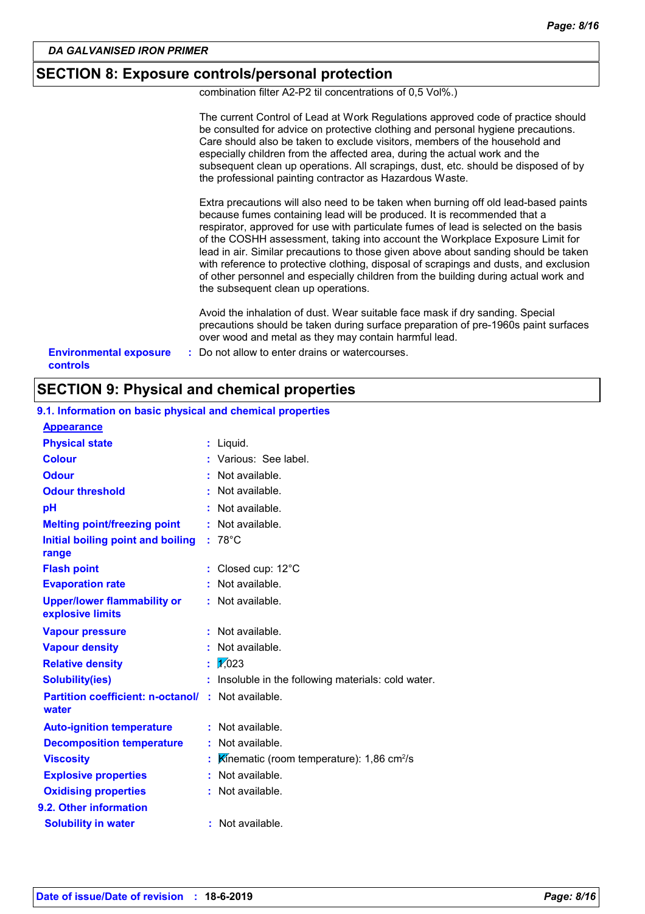DA GALVANISED IRON PRIMER

## SECTION 8: Exposure controls/personal protection

combination filter A2-P2 til concentrations of 0,5 Vol%.)

The current Control of Lead at Work Regulations approved code of practice should be consulted for advice on protective clothing and personal hygiene precautions. Care should also be taken to exclude visitors, members of the household and especially children from the affected area, during the actual work and the subsequent clean up operations. All scrapings, dust, etc. should be disposed of by the professional painting contractor as Hazardous Waste.

Extra precautions will also need to be taken when burning off old lead-based paints because fumes containing lead will be produced. It is recommended that a respirator, approved for use with particulate fumes of lead is selected on the basis of the COSHH assessment, taking into account the Workplace Exposure Limit for lead in air. Similar precautions to those given above about sanding should be taken with reference to protective clothing, disposal of scrapings and dusts, and exclusion of other personnel and especially children from the building during actual work and the subsequent clean up operations.

Avoid the inhalation of dust. Wear suitable face mask if dry sanding. Special precautions should be taken during surface preparation of pre-1960s paint surfaces over wood and metal as they may contain harmful lead.

**Environmental exposure controls** : Do not allow to enter drains or watercourses.

## SECTION 9: Physical and chemical properties

### 9.1. Information on basic physical and chemical properties

**Appearance**

| Property | Value |
|---|---|
| Physical state | Liquid. |
| Colour | Various: See label. |
| Odour | Not available. |
| Odour threshold | Not available. |
| pH | Not available. |
| Melting point/freezing point | Not available. |
| Initial boiling point and boiling range | 78°C |
| Flash point | Closed cup: 12°C |
| Evaporation rate | Not available. |
| Upper/lower flammability or explosive limits | Not available. |
| Vapour pressure | Not available. |
| Vapour density | Not available. |
| Relative density | 1,023 |
| Solubility(ies) | Insoluble in the following materials: cold water. |
| Partition coefficient: n-octanol/ water | Not available. |
| Auto-ignition temperature | Not available. |
| Decomposition temperature | Not available. |
| Viscosity | Kinematic (room temperature): 1,86 $cm^2/s$ |
| Explosive properties | Not available. |
| Oxidising properties | Not available. |

### 9.2. Other information

| Property | Value |
|---|---|
| Solubility in water | Not available. |

Date of issue/Date of revision : 18-6-2019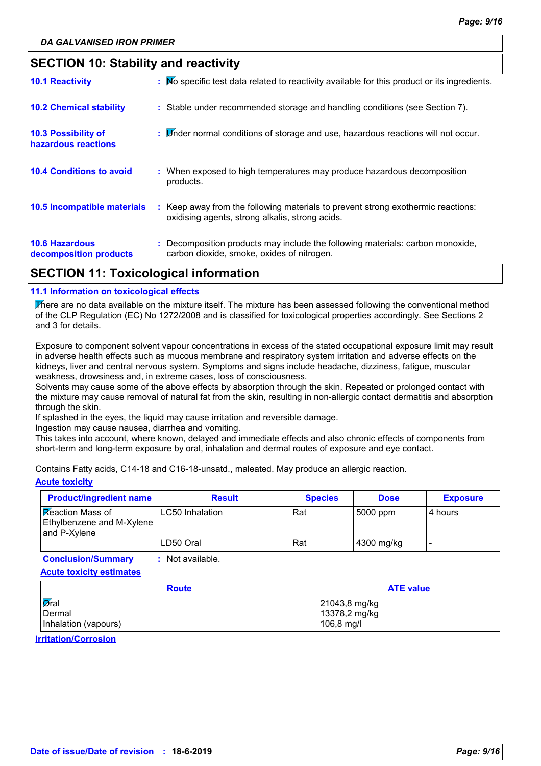## SECTION 10: Stability and reactivity

**10.1 Reactivity** : No specific test data related to reactivity available for this product or its ingredients.

**10.2 Chemical stability** : Stable under recommended storage and handling conditions (see Section 7).

**10.3 Possibility of hazardous reactions** : Under normal conditions of storage and use, hazardous reactions will not occur.

**10.4 Conditions to avoid** : When exposed to high temperatures may produce hazardous decomposition products.

**10.5 Incompatible materials** : Keep away from the following materials to prevent strong exothermic reactions: oxidising agents, strong alkalis, strong acids.

**10.6 Hazardous decomposition products** : Decomposition products may include the following materials: carbon monoxide, carbon dioxide, smoke, oxides of nitrogen.

## SECTION 11: Toxicological information

### 11.1 Information on toxicological effects

There are no data available on the mixture itself. The mixture has been assessed following the conventional method of the CLP Regulation (EC) No 1272/2008 and is classified for toxicological properties accordingly. See Sections 2 and 3 for details.

Exposure to component solvent vapour concentrations in excess of the stated occupational exposure limit may result in adverse health effects such as mucous membrane and respiratory system irritation and adverse effects on the kidneys, liver and central nervous system. Symptoms and signs include headache, dizziness, fatigue, muscular weakness, drowsiness and, in extreme cases, loss of consciousness.
Solvents may cause some of the above effects by absorption through the skin. Repeated or prolonged contact with the mixture may cause removal of natural fat from the skin, resulting in non-allergic contact dermatitis and absorption through the skin.
If splashed in the eyes, the liquid may cause irritation and reversible damage.
Ingestion may cause nausea, diarrhea and vomiting.
This takes into account, where known, delayed and immediate effects and also chronic effects of components from short-term and long-term exposure by oral, inhalation and dermal routes of exposure and eye contact.

Contains Fatty acids, C14-18 and C16-18-unsatd., maleated. May produce an allergic reaction.

**Acute toxicity**

| Product/ingredient name | Result | Species | Dose | Exposure |
|---|---|---|---|---|
| Reaction Mass of Ethylbenzene and M-Xylene and P-Xylene | LC50 Inhalation | Rat | 5000 ppm | 4 hours |
| | LD50 Oral | Rat | 4300 mg/kg | - |

**Conclusion/Summary** : Not available.

**Acute toxicity estimates**

| Route | ATE value |
|---|---|
| Oral | 21043,8 mg/kg |
| Dermal | 13378,2 mg/kg |
| Inhalation (vapours) | 106,8 mg/l |

**Irritation/Corrosion**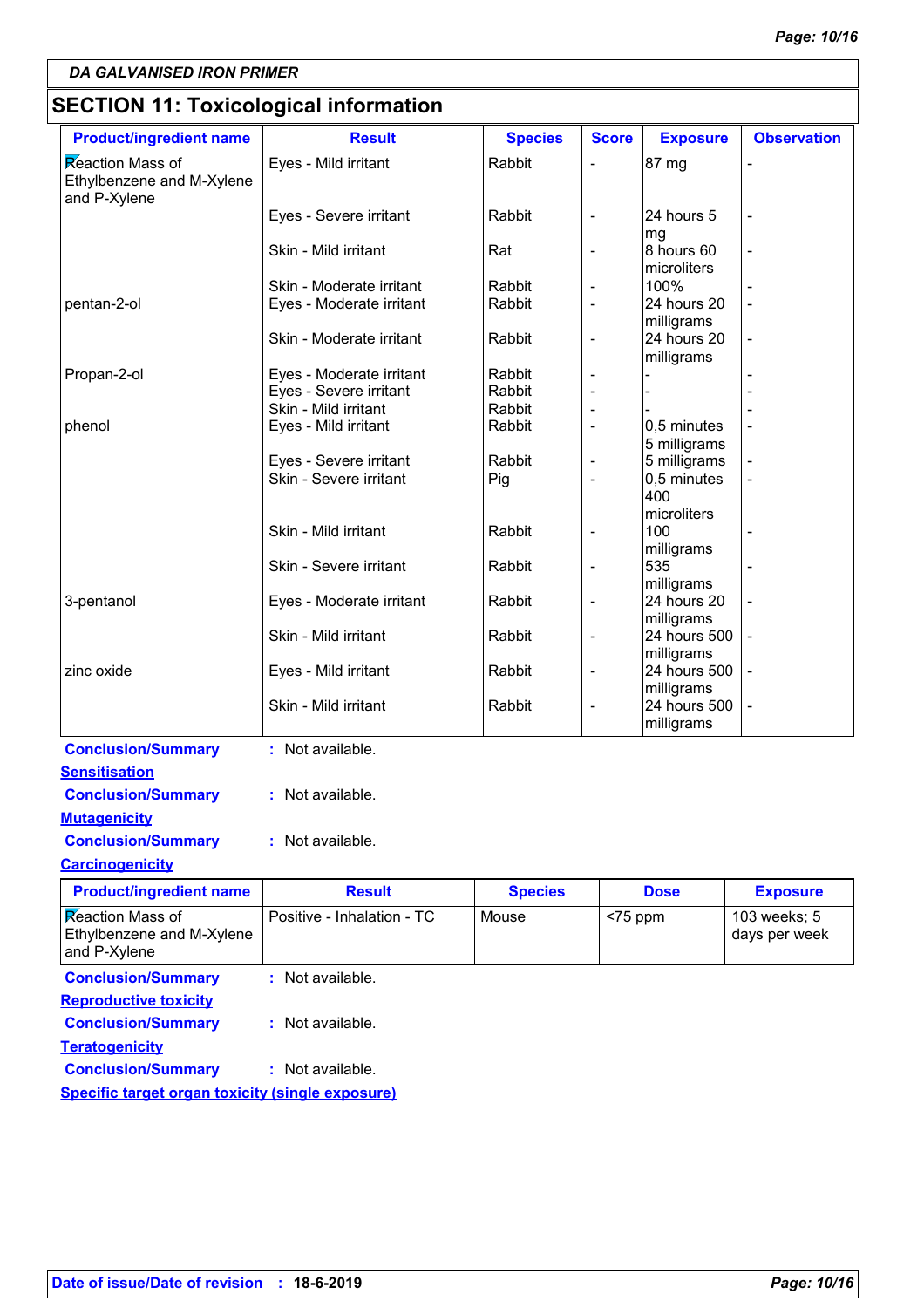**DA GALVANISED IRON PRIMER**

## SECTION 11: Toxicological information

| Product/ingredient name | Result | Species | Score | Exposure | Observation |
|---|---|---|---|---|---|
| Reaction Mass of Ethylbenzene and M-Xylene and P-Xylene | Eyes - Mild irritant | Rabbit | - | 87 mg | - |
| | Eyes - Severe irritant | Rabbit | - | 24 hours 5 mg | - |
| | Skin - Mild irritant | Rat | - | 8 hours 60 microliters | - |
| | Skin - Moderate irritant | Rabbit | - | 100% | - |
| pentan-2-ol | Eyes - Moderate irritant | Rabbit | - | 24 hours 20 milligrams | - |
| | Skin - Moderate irritant | Rabbit | - | 24 hours 20 milligrams | - |
| Propan-2-ol | Eyes - Moderate irritant | Rabbit | - | - | - |
| | Eyes - Severe irritant | Rabbit | - | - | - |
| | Skin - Mild irritant | Rabbit | - | - | - |
| phenol | Eyes - Mild irritant | Rabbit | - | 0,5 minutes 5 milligrams | - |
| | Eyes - Severe irritant | Rabbit | - | 5 milligrams | - |
| | Skin - Severe irritant | Pig | - | 0,5 minutes 400 microliters | - |
| | Skin - Mild irritant | Rabbit | - | 100 milligrams | - |
| | Skin - Severe irritant | Rabbit | - | 535 milligrams | - |
| 3-pentanol | Eyes - Moderate irritant | Rabbit | - | 24 hours 20 milligrams | - |
| | Skin - Mild irritant | Rabbit | - | 24 hours 500 milligrams | - |
| zinc oxide | Eyes - Mild irritant | Rabbit | - | 24 hours 500 milligrams | - |
| | Skin - Mild irritant | Rabbit | - | 24 hours 500 milligrams | - |

**Conclusion/Summary** : Not available.

**Sensitisation**

**Conclusion/Summary** : Not available.

**Mutagenicity**

**Conclusion/Summary** : Not available.

**Carcinogenicity**

| Product/ingredient name | Result | Species | Dose | Exposure |
|---|---|---|---|---|
| Reaction Mass of Ethylbenzene and M-Xylene and P-Xylene | Positive - Inhalation - TC | Mouse | <75 ppm | 103 weeks; 5 days per week |

**Conclusion/Summary** : Not available.

**Reproductive toxicity**

**Conclusion/Summary** : Not available.

**Teratogenicity**

**Conclusion/Summary** : Not available.

**Specific target organ toxicity (single exposure)**

**Date of issue/Date of revision** : **18-6-2019**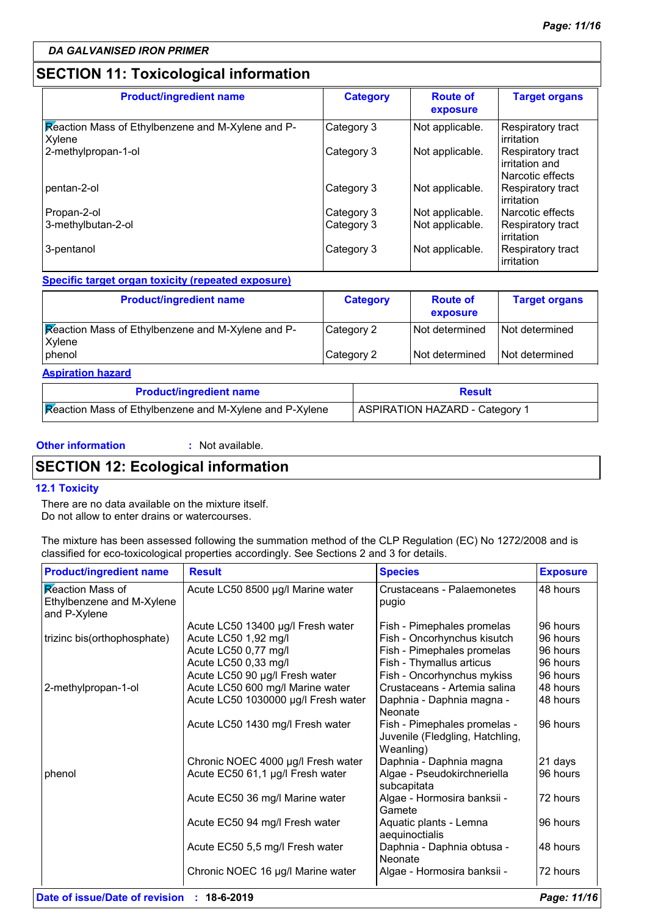## SECTION 11: Toxicological information

| Product/ingredient name | Category | Route of exposure | Target organs |
|---|---|---|---|
| Reaction Mass of Ethylbenzene and M-Xylene and P-Xylene | Category 3 | Not applicable. | Respiratory tract irritation |
| 2-methylpropan-1-ol | Category 3 | Not applicable. | Respiratory tract irritation and Narcotic effects |
| pentan-2-ol | Category 3 | Not applicable. | Respiratory tract irritation |
| Propan-2-ol | Category 3 | Not applicable. | Narcotic effects |
| 3-methylbutan-2-ol | Category 3 | Not applicable. | Respiratory tract irritation |
| 3-pentanol | Category 3 | Not applicable. | Respiratory tract irritation |

**Specific target organ toxicity (repeated exposure)**

| Product/ingredient name | Category | Route of exposure | Target organs |
|---|---|---|---|
| Reaction Mass of Ethylbenzene and M-Xylene and P-Xylene | Category 2 | Not determined | Not determined |
| phenol | Category 2 | Not determined | Not determined |

**Aspiration hazard**

| Product/ingredient name | Result |
|---|---|
| Reaction Mass of Ethylbenzene and M-Xylene and P-Xylene | ASPIRATION HAZARD - Category 1 |

**Other information** : Not available.

## SECTION 12: Ecological information

### 12.1 Toxicity

There are no data available on the mixture itself.
Do not allow to enter drains or watercourses.

The mixture has been assessed following the summation method of the CLP Regulation (EC) No 1272/2008 and is classified for eco-toxicological properties accordingly. See Sections 2 and 3 for details.

| Product/ingredient name | Result | Species | Exposure |
|---|---|---|---|
| Reaction Mass of Ethylbenzene and M-Xylene and P-Xylene | Acute LC50 8500 µg/l Marine water | Crustaceans - Palaemonetes pugio | 48 hours |
| | Acute LC50 13400 µg/l Fresh water | Fish - Pimephales promelas | 96 hours |
| trizinc bis(orthophosphate) | Acute LC50 1,92 mg/l | Fish - Oncorhynchus kisutch | 96 hours |
| | Acute LC50 0,77 mg/l | Fish - Pimephales promelas | 96 hours |
| | Acute LC50 0,33 mg/l | Fish - Thymallus articus | 96 hours |
| | Acute LC50 90 µg/l Fresh water | Fish - Oncorhynchus mykiss | 96 hours |
| 2-methylpropan-1-ol | Acute LC50 600 mg/l Marine water | Crustaceans - Artemia salina | 48 hours |
| | Acute LC50 1030000 µg/l Fresh water | Daphnia - Daphnia magna - Neonate | 48 hours |
| | Acute LC50 1430 mg/l Fresh water | Fish - Pimephales promelas - Juvenile (Fledgling, Hatchling, Weanling) | 96 hours |
| | Chronic NOEC 4000 µg/l Fresh water | Daphnia - Daphnia magna | 21 days |
| phenol | Acute EC50 61,1 µg/l Fresh water | Algae - Pseudokirchneriella subcapitata | 96 hours |
| | Acute EC50 36 mg/l Marine water | Algae - Hormosira banksii - Gamete | 72 hours |
| | Acute EC50 94 mg/l Fresh water | Aquatic plants - Lemna aequinoctialis | 96 hours |
| | Acute EC50 5,5 mg/l Fresh water | Daphnia - Daphnia obtusa - Neonate | 48 hours |
| | Chronic NOEC 16 µg/l Marine water | Algae - Hormosira banksii - | 72 hours |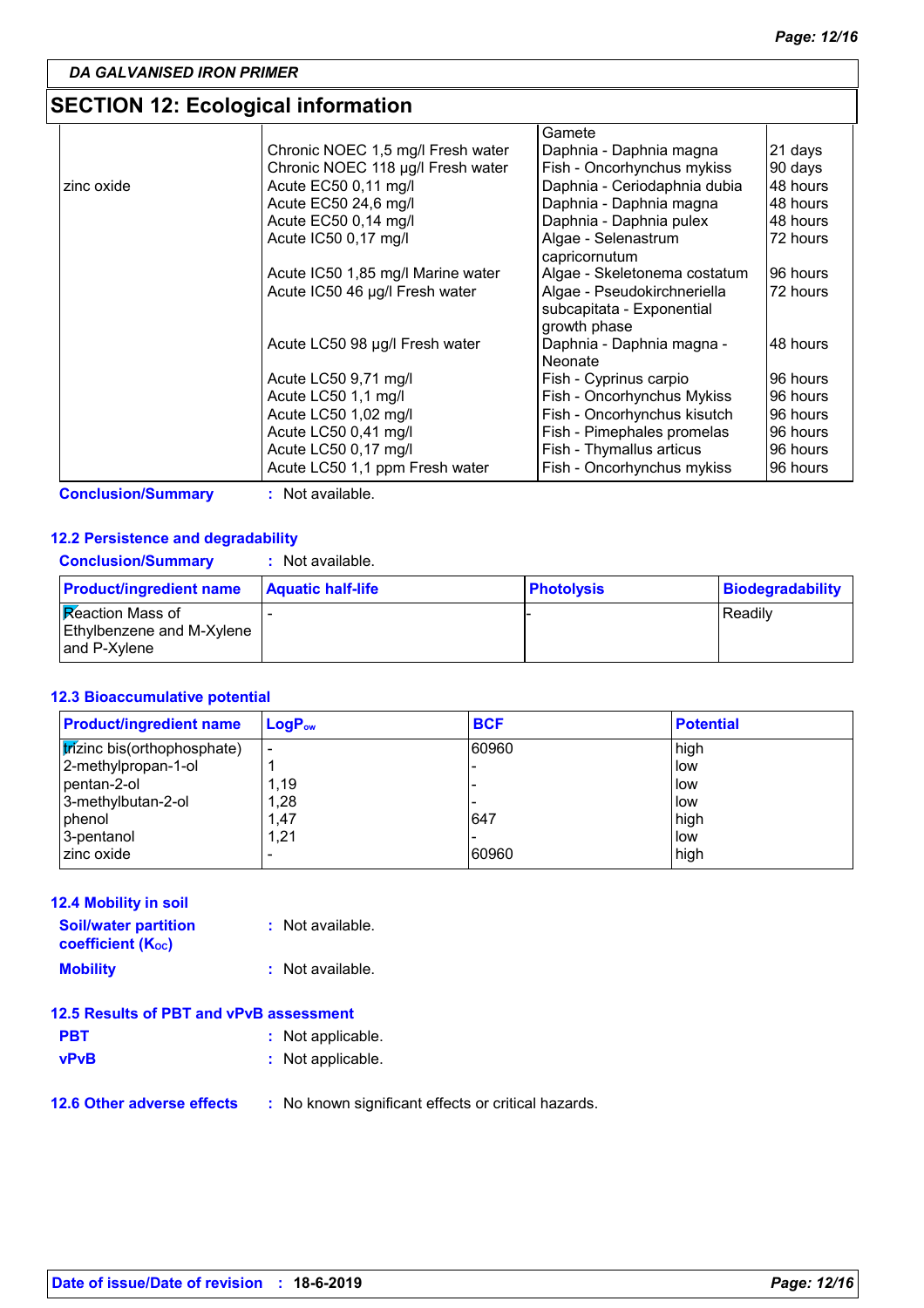**DA GALVANISED IRON PRIMER**

## SECTION 12: Ecological information

| | | | |
|---|---|---|---|
| | | Gamete | |
| | Chronic NOEC 1,5 mg/l Fresh water | Daphnia - Daphnia magna | 21 days |
| | Chronic NOEC 118 µg/l Fresh water | Fish - Oncorhynchus mykiss | 90 days |
| zinc oxide | Acute EC50 0,11 mg/l | Daphnia - Ceriodaphnia dubia | 48 hours |
| | Acute EC50 24,6 mg/l | Daphnia - Daphnia magna | 48 hours |
| | Acute EC50 0,14 mg/l | Daphnia - Daphnia pulex | 48 hours |
| | Acute IC50 0,17 mg/l | Algae - Selenastrum capricornutum | 72 hours |
| | Acute IC50 1,85 mg/l Marine water | Algae - Skeletonema costatum | 96 hours |
| | Acute IC50 46 µg/l Fresh water | Algae - Pseudokirchneriella subcapitata - Exponential growth phase | 72 hours |
| | Acute LC50 98 µg/l Fresh water | Daphnia - Daphnia magna - Neonate | 48 hours |
| | Acute LC50 9,71 mg/l | Fish - Cyprinus carpio | 96 hours |
| | Acute LC50 1,1 mg/l | Fish - Oncorhynchus Mykiss | 96 hours |
| | Acute LC50 1,02 mg/l | Fish - Oncorhynchus kisutch | 96 hours |
| | Acute LC50 0,41 mg/l | Fish - Pimephales promelas | 96 hours |
| | Acute LC50 0,17 mg/l | Fish - Thymallus articus | 96 hours |
| | Acute LC50 1,1 ppm Fresh water | Fish - Oncorhynchus mykiss | 96 hours |

**Conclusion/Summary** : Not available.

### 12.2 Persistence and degradability

**Conclusion/Summary** : Not available.

| Product/ingredient name | Aquatic half-life | Photolysis | Biodegradability |
|---|---|---|---|
| Reaction Mass of Ethylbenzene and M-Xylene and P-Xylene | - | - | Readily |

### 12.3 Bioaccumulative potential

| Product/ingredient name | $LogP_{ow}$ | BCF | Potential |
|---|---|---|---|
| trizinc bis(orthophosphate) | - | 60960 | high |
| 2-methylpropan-1-ol | 1 | - | low |
| pentan-2-ol | 1,19 | - | low |
| 3-methylbutan-2-ol | 1,28 | - | low |
| phenol | 1,47 | 647 | high |
| 3-pentanol | 1,21 | - | low |
| zinc oxide | - | 60960 | high |

### 12.4 Mobility in soil

**Soil/water partition coefficient ($K_{OC}$)** : Not available.

**Mobility** : Not available.

### 12.5 Results of PBT and vPvB assessment

**PBT** : Not applicable.

**vPvB** : Not applicable.

### 12.6 Other adverse effects

: No known significant effects or critical hazards.

**Date of issue/Date of revision** : **18-6-2019**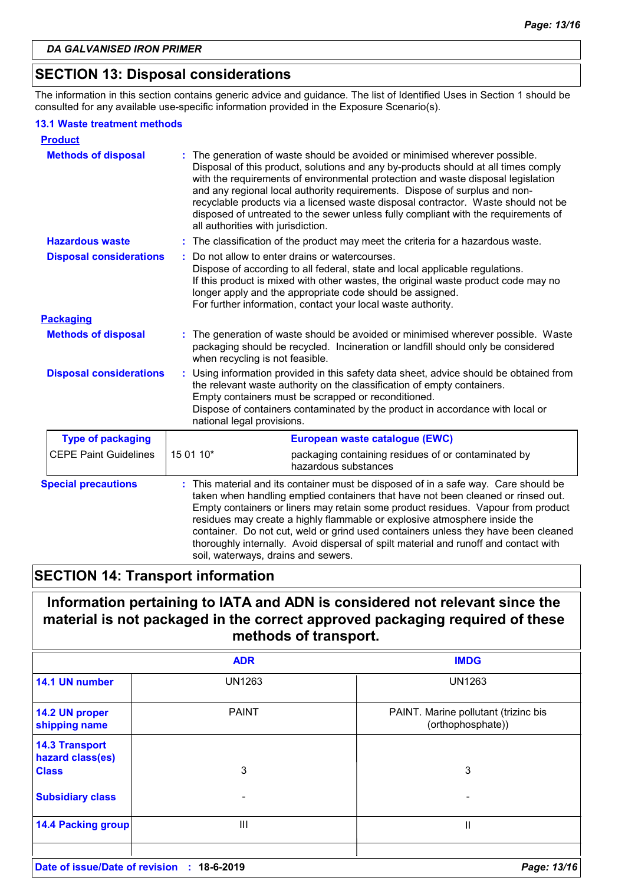## SECTION 13: Disposal considerations

The information in this section contains generic advice and guidance. The list of Identified Uses in Section 1 should be consulted for any available use-specific information provided in the Exposure Scenario(s).

### 13.1 Waste treatment methods

**Product**

**Methods of disposal** : The generation of waste should be avoided or minimised wherever possible. Disposal of this product, solutions and any by-products should at all times comply with the requirements of environmental protection and waste disposal legislation and any regional local authority requirements. Dispose of surplus and non-recyclable products via a licensed waste disposal contractor. Waste should not be disposed of untreated to the sewer unless fully compliant with the requirements of all authorities with jurisdiction.

**Hazardous waste** : The classification of the product may meet the criteria for a hazardous waste.

**Disposal considerations** : Do not allow to enter drains or watercourses.
Dispose of according to all federal, state and local applicable regulations.
If this product is mixed with other wastes, the original waste product code may no longer apply and the appropriate code should be assigned.
For further information, contact your local waste authority.

**Packaging**

**Methods of disposal** : The generation of waste should be avoided or minimised wherever possible. Waste packaging should be recycled. Incineration or landfill should only be considered when recycling is not feasible.

**Disposal considerations** : Using information provided in this safety data sheet, advice should be obtained from the relevant waste authority on the classification of empty containers.
Empty containers must be scrapped or reconditioned.
Dispose of containers contaminated by the product in accordance with local or national legal provisions.

| Type of packaging | European waste catalogue (EWC) | |
|---|---|---|
| CEPE Paint Guidelines | 15 01 10* | packaging containing residues of or contaminated by hazardous substances |

**Special precautions** : This material and its container must be disposed of in a safe way. Care should be taken when handling emptied containers that have not been cleaned or rinsed out. Empty containers or liners may retain some product residues. Vapour from product residues may create a highly flammable or explosive atmosphere inside the container. Do not cut, weld or grind used containers unless they have been cleaned thoroughly internally. Avoid dispersal of spilt material and runoff and contact with soil, waterways, drains and sewers.

## SECTION 14: Transport information

**Information pertaining to IATA and ADN is considered not relevant since the material is not packaged in the correct approved packaging required of these methods of transport.**

| | ADR | IMDG |
|---|---|---|
| 14.1 UN number | UN1263 | UN1263 |
| 14.2 UN proper shipping name | PAINT | PAINT. Marine pollutant (trizinc bis (orthophosphate)) |
| 14.3 Transport hazard class(es) Class | 3 | 3 |
| Subsidiary class | - | - |
| 14.4 Packing group | III | II |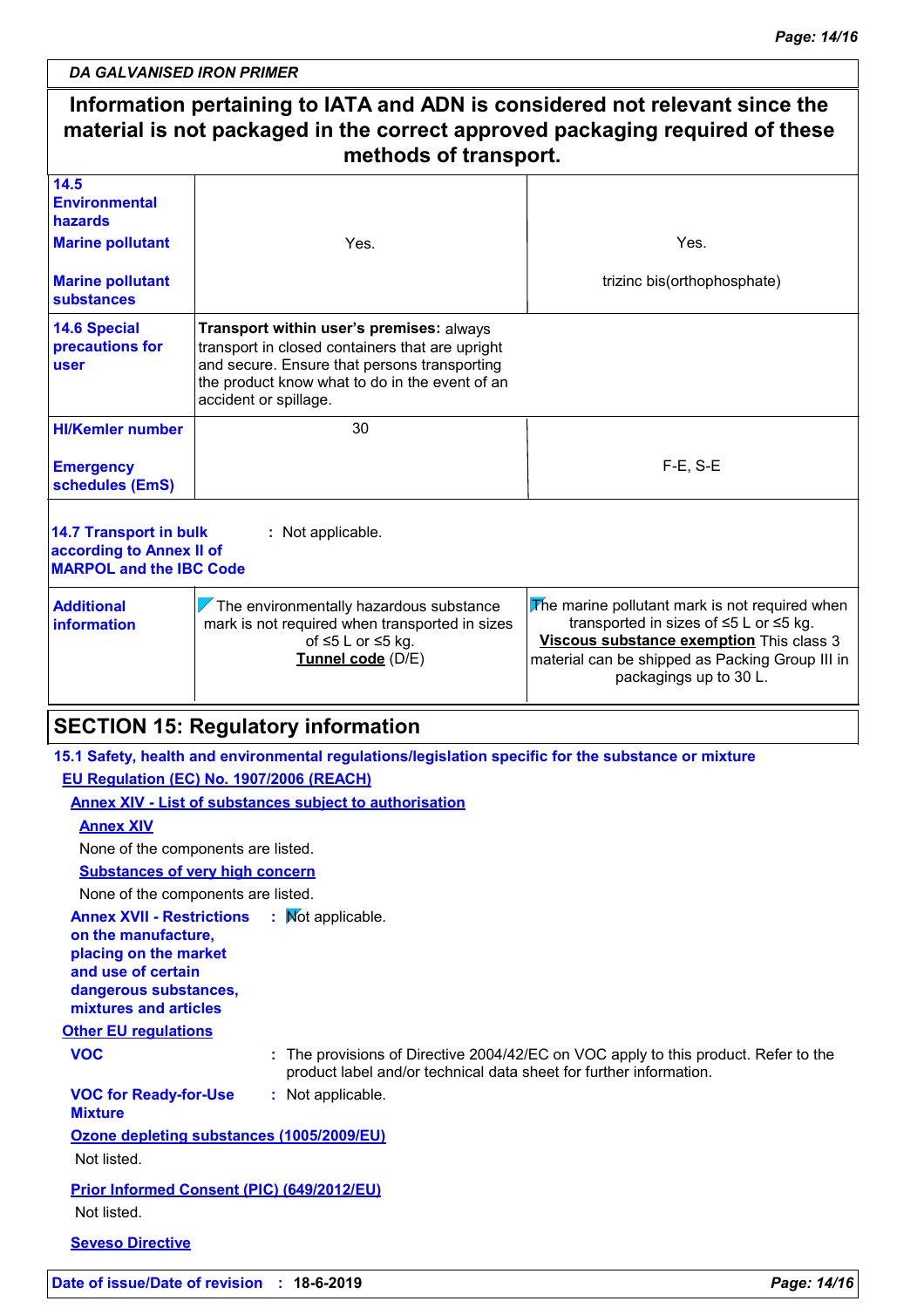**DA GALVANISED IRON PRIMER**

**Information pertaining to IATA and ADN is considered not relevant since the material is not packaged in the correct approved packaging required of these methods of transport.**

| | | |
|---|---|---|
| **14.5 Environmental hazards** **Marine pollutant** | Yes. | Yes. |
| **Marine pollutant substances** | | trizinc bis(orthophosphate) |
| **14.6 Special precautions for user** | **Transport within user's premises:** always transport in closed containers that are upright and secure. Ensure that persons transporting the product know what to do in the event of an accident or spillage. | |
| **HI/Kemler number** | 30 | |
| **Emergency schedules (EmS)** | | F-E, S-E |
| **14.7 Transport in bulk according to Annex II of MARPOL and the IBC Code** | : Not applicable. | |
| **Additional information** | The environmentally hazardous substance mark is not required when transported in sizes of ≤5 L or ≤5 kg. **Tunnel code** (D/E) | The marine pollutant mark is not required when transported in sizes of ≤5 L or ≤5 kg. **Viscous substance exemption** This class 3 material can be shipped as Packing Group III in packagings up to 30 L. |

## SECTION 15: Regulatory information

**15.1 Safety, health and environmental regulations/legislation specific for the substance or mixture**

**EU Regulation (EC) No. 1907/2006 (REACH)**

**Annex XIV - List of substances subject to authorisation**

**Annex XIV**

None of the components are listed.

**Substances of very high concern**

None of the components are listed.

**Annex XVII - Restrictions on the manufacture, placing on the market and use of certain dangerous substances, mixtures and articles** : Not applicable.

**Other EU regulations**

**VOC** : The provisions of Directive 2004/42/EC on VOC apply to this product. Refer to the product label and/or technical data sheet for further information.

**VOC for Ready-for-Use Mixture** : Not applicable.

**Ozone depleting substances (1005/2009/EU)**

Not listed.

**Prior Informed Consent (PIC) (649/2012/EU)**

Not listed.

**Seveso Directive**

**Date of issue/Date of revision** : **18-6-2019**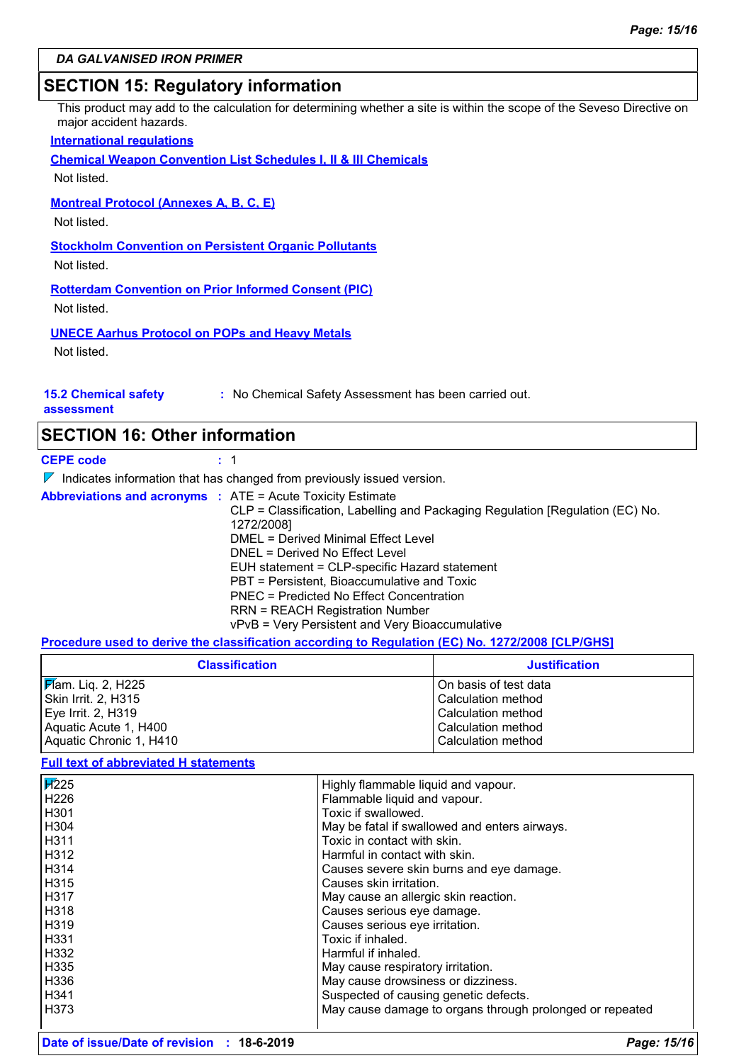## SECTION 15: Regulatory information

This product may add to the calculation for determining whether a site is within the scope of the Seveso Directive on major accident hazards.

**International regulations**

**Chemical Weapon Convention List Schedules I, II & III Chemicals**

Not listed.

**Montreal Protocol (Annexes A, B, C, E)**

Not listed.

**Stockholm Convention on Persistent Organic Pollutants**

Not listed.

**Rotterdam Convention on Prior Informed Consent (PIC)**

Not listed.

**UNECE Aarhus Protocol on POPs and Heavy Metals**

Not listed.

**15.2 Chemical safety assessment** : No Chemical Safety Assessment has been carried out.

## SECTION 16: Other information

**CEPE code** : 1

Indicates information that has changed from previously issued version.

**Abbreviations and acronyms** : ATE = Acute Toxicity Estimate
CLP = Classification, Labelling and Packaging Regulation [Regulation (EC) No. 1272/2008]
DMEL = Derived Minimal Effect Level
DNEL = Derived No Effect Level
EUH statement = CLP-specific Hazard statement
PBT = Persistent, Bioaccumulative and Toxic
PNEC = Predicted No Effect Concentration
RRN = REACH Registration Number
vPvB = Very Persistent and Very Bioaccumulative

**Procedure used to derive the classification according to Regulation (EC) No. 1272/2008 [CLP/GHS]**

| Classification | Justification |
|---|---|
| Flam. Liq. 2, H225 | On basis of test data |
| Skin Irrit. 2, H315 | Calculation method |
| Eye Irrit. 2, H319 | Calculation method |
| Aquatic Acute 1, H400 | Calculation method |
| Aquatic Chronic 1, H410 | Calculation method |

**Full text of abbreviated H statements**

| | |
|---|---|
| H225 | Highly flammable liquid and vapour. |
| H226 | Flammable liquid and vapour. |
| H301 | Toxic if swallowed. |
| H304 | May be fatal if swallowed and enters airways. |
| H311 | Toxic in contact with skin. |
| H312 | Harmful in contact with skin. |
| H314 | Causes severe skin burns and eye damage. |
| H315 | Causes skin irritation. |
| H317 | May cause an allergic skin reaction. |
| H318 | Causes serious eye damage. |
| H319 | Causes serious eye irritation. |
| H331 | Toxic if inhaled. |
| H332 | Harmful if inhaled. |
| H335 | May cause respiratory irritation. |
| H336 | May cause drowsiness or dizziness. |
| H341 | Suspected of causing genetic defects. |
| H373 | May cause damage to organs through prolonged or repeated |

**Date of issue/Date of revision** : **18-6-2019**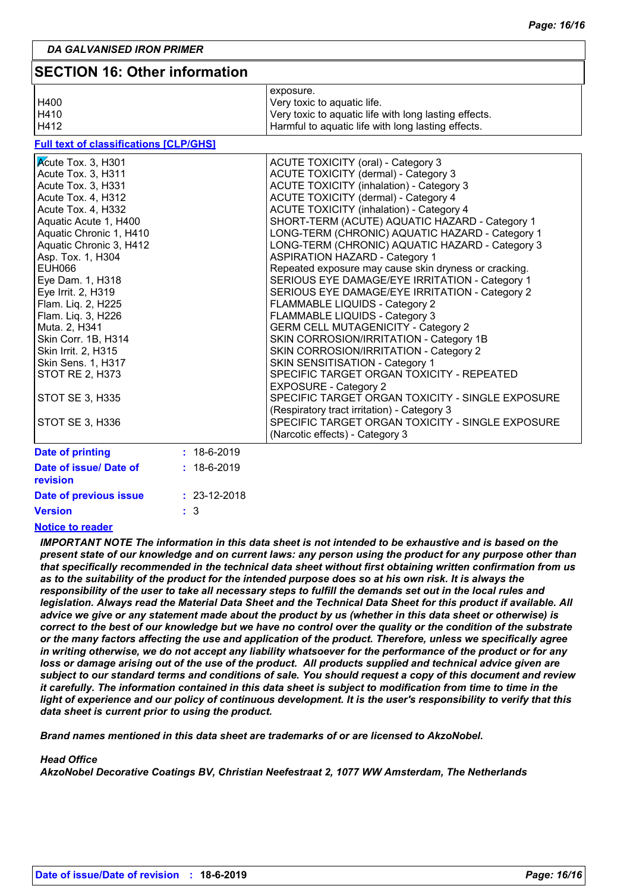DA GALVANISED IRON PRIMER

## SECTION 16: Other information

| | |
|---|---|
| | exposure. |
| H400 | Very toxic to aquatic life. |
| H410 | Very toxic to aquatic life with long lasting effects. |
| H412 | Harmful to aquatic life with long lasting effects. |

**Full text of classifications [CLP/GHS]**

| | |
|---|---|
| Acute Tox. 3, H301 | ACUTE TOXICITY (oral) - Category 3 |
| Acute Tox. 3, H311 | ACUTE TOXICITY (dermal) - Category 3 |
| Acute Tox. 3, H331 | ACUTE TOXICITY (inhalation) - Category 3 |
| Acute Tox. 4, H312 | ACUTE TOXICITY (dermal) - Category 4 |
| Acute Tox. 4, H332 | ACUTE TOXICITY (inhalation) - Category 4 |
| Aquatic Acute 1, H400 | SHORT-TERM (ACUTE) AQUATIC HAZARD - Category 1 |
| Aquatic Chronic 1, H410 | LONG-TERM (CHRONIC) AQUATIC HAZARD - Category 1 |
| Aquatic Chronic 3, H412 | LONG-TERM (CHRONIC) AQUATIC HAZARD - Category 3 |
| Asp. Tox. 1, H304 | ASPIRATION HAZARD - Category 1 |
| EUH066 | Repeated exposure may cause skin dryness or cracking. |
| Eye Dam. 1, H318 | SERIOUS EYE DAMAGE/EYE IRRITATION - Category 1 |
| Eye Irrit. 2, H319 | SERIOUS EYE DAMAGE/EYE IRRITATION - Category 2 |
| Flam. Liq. 2, H225 | FLAMMABLE LIQUIDS - Category 2 |
| Flam. Liq. 3, H226 | FLAMMABLE LIQUIDS - Category 3 |
| Muta. 2, H341 | GERM CELL MUTAGENICITY - Category 2 |
| Skin Corr. 1B, H314 | SKIN CORROSION/IRRITATION - Category 1B |
| Skin Irrit. 2, H315 | SKIN CORROSION/IRRITATION - Category 2 |
| Skin Sens. 1, H317 | SKIN SENSITISATION - Category 1 |
| STOT RE 2, H373 | SPECIFIC TARGET ORGAN TOXICITY - REPEATED EXPOSURE - Category 2 |
| STOT SE 3, H335 | SPECIFIC TARGET ORGAN TOXICITY - SINGLE EXPOSURE (Respiratory tract irritation) - Category 3 |
| STOT SE 3, H336 | SPECIFIC TARGET ORGAN TOXICITY - SINGLE EXPOSURE (Narcotic effects) - Category 3 |

**Date of printing** : 18-6-2019

**Date of issue/ Date of revision** : 18-6-2019

**Date of previous issue** : 23-12-2018

**Version** : 3

**Notice to reader**

***IMPORTANT NOTE The information in this data sheet is not intended to be exhaustive and is based on the present state of our knowledge and on current laws: any person using the product for any purpose other than that specifically recommended in the technical data sheet without first obtaining written confirmation from us as to the suitability of the product for the intended purpose does so at his own risk. It is always the responsibility of the user to take all necessary steps to fulfill the demands set out in the local rules and legislation. Always read the Material Data Sheet and the Technical Data Sheet for this product if available. All advice we give or any statement made about the product by us (whether in this data sheet or otherwise) is correct to the best of our knowledge but we have no control over the quality or the condition of the substrate or the many factors affecting the use and application of the product. Therefore, unless we specifically agree in writing otherwise, we do not accept any liability whatsoever for the performance of the product or for any loss or damage arising out of the use of the product. All products supplied and technical advice given are subject to our standard terms and conditions of sale. You should request a copy of this document and review it carefully. The information contained in this data sheet is subject to modification from time to time in the light of experience and our policy of continuous development. It is the user's responsibility to verify that this data sheet is current prior to using the product.***

***Brand names mentioned in this data sheet are trademarks of or are licensed to AkzoNobel.***

***Head Office***
***AkzoNobel Decorative Coatings BV, Christian Neefestraat 2, 1077 WW Amsterdam, The Netherlands***